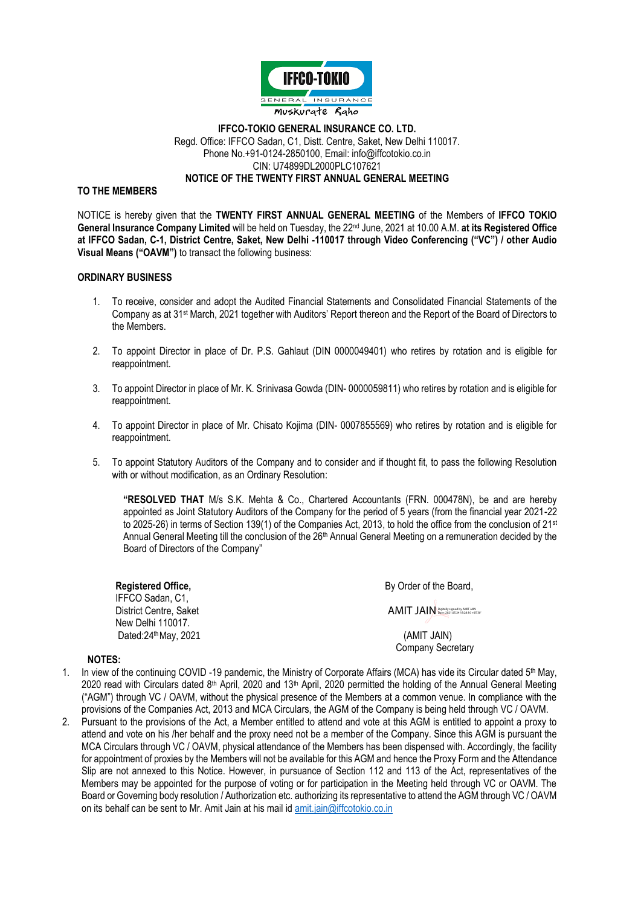IFFCO-TOKIO
GENERAL INSURANCE
Muskurate Raho

**IFFCO-TOKIO GENERAL INSURANCE CO. LTD.**
Regd. Office: IFFCO Sadan, C1, Distt. Centre, Saket, New Delhi 110017.
Phone No.+91-0124-2850100, Email: info@iffcotokio.co.in
CIN: U74899DL2000PLC107621

**NOTICE OF THE TWENTY FIRST ANNUAL GENERAL MEETING**

**TO THE MEMBERS**

NOTICE is hereby given that the **TWENTY FIRST ANNUAL GENERAL MEETING** of the Members of **IFFCO TOKIO General Insurance Company Limited** will be held on Tuesday, the 22nd June, 2021 at 10.00 A.M. **at its Registered Office at IFFCO Sadan, C-1, District Centre, Saket, New Delhi -110017 through Video Conferencing ("VC") / other Audio Visual Means ("OAVM")** to transact the following business:

**ORDINARY BUSINESS**

1. To receive, consider and adopt the Audited Financial Statements and Consolidated Financial Statements of the Company as at 31st March, 2021 together with Auditors' Report thereon and the Report of the Board of Directors to the Members.
2. To appoint Director in place of Dr. P.S. Gahlaut (DIN 0000049401) who retires by rotation and is eligible for reappointment.
3. To appoint Director in place of Mr. K. Srinivasa Gowda (DIN- 0000059811) who retires by rotation and is eligible for reappointment.
4. To appoint Director in place of Mr. Chisato Kojima (DIN- 0007855569) who retires by rotation and is eligible for reappointment.
5. To appoint Statutory Auditors of the Company and to consider and if thought fit, to pass the following Resolution with or without modification, as an Ordinary Resolution:

   **"RESOLVED THAT** M/s S.K. Mehta & Co., Chartered Accountants (FRN. 000478N), be and are hereby appointed as Joint Statutory Auditors of the Company for the period of 5 years (from the financial year 2021-22 to 2025-26) in terms of Section 139(1) of the Companies Act, 2013, to hold the office from the conclusion of 21st Annual General Meeting till the conclusion of the 26th Annual General Meeting on a remuneration decided by the Board of Directors of the Company"

**Registered Office,**
IFFCO Sadan, C1,
District Centre, Saket
New Delhi 110017.
Dated:24th May, 2021

By Order of the Board,

AMIT JAIN

(AMIT JAIN)
Company Secretary

**NOTES:**

1. In view of the continuing COVID -19 pandemic, the Ministry of Corporate Affairs (MCA) has vide its Circular dated 5th May, 2020 read with Circulars dated 8th April, 2020 and 13th April, 2020 permitted the holding of the Annual General Meeting ("AGM") through VC / OAVM, without the physical presence of the Members at a common venue. In compliance with the provisions of the Companies Act, 2013 and MCA Circulars, the AGM of the Company is being held through VC / OAVM.
2. Pursuant to the provisions of the Act, a Member entitled to attend and vote at this AGM is entitled to appoint a proxy to attend and vote on his /her behalf and the proxy need not be a member of the Company. Since this AGM is pursuant the MCA Circulars through VC / OAVM, physical attendance of the Members has been dispensed with. Accordingly, the facility for appointment of proxies by the Members will not be available for this AGM and hence the Proxy Form and the Attendance Slip are not annexed to this Notice. However, in pursuance of Section 112 and 113 of the Act, representatives of the Members may be appointed for the purpose of voting or for participation in the Meeting held through VC or OAVM. The Board or Governing body resolution / Authorization etc. authorizing its representative to attend the AGM through VC / OAVM on its behalf can be sent to Mr. Amit Jain at his mail id amit.jain@iffcotokio.co.in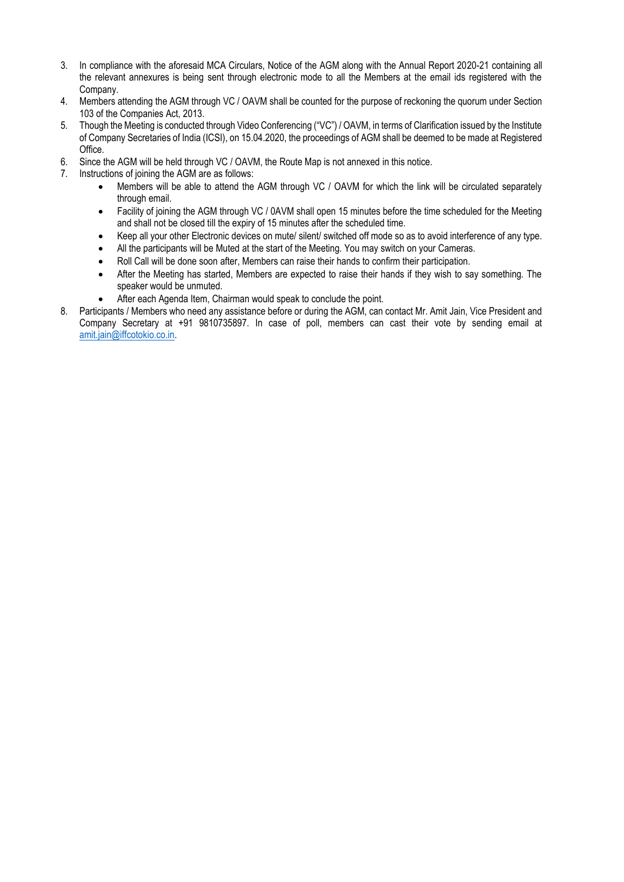3. In compliance with the aforesaid MCA Circulars, Notice of the AGM along with the Annual Report 2020-21 containing all the relevant annexures is being sent through electronic mode to all the Members at the email ids registered with the Company.
4. Members attending the AGM through VC / OAVM shall be counted for the purpose of reckoning the quorum under Section 103 of the Companies Act, 2013.
5. Though the Meeting is conducted through Video Conferencing ("VC") / OAVM, in terms of Clarification issued by the Institute of Company Secretaries of India (ICSI), on 15.04.2020, the proceedings of AGM shall be deemed to be made at Registered Office.
6. Since the AGM will be held through VC / OAVM, the Route Map is not annexed in this notice.
7. Instructions of joining the AGM are as follows:
   - Members will be able to attend the AGM through VC / OAVM for which the link will be circulated separately through email.
   - Facility of joining the AGM through VC / 0AVM shall open 15 minutes before the time scheduled for the Meeting and shall not be closed till the expiry of 15 minutes after the scheduled time.
   - Keep all your other Electronic devices on mute/ silent/ switched off mode so as to avoid interference of any type.
   - All the participants will be Muted at the start of the Meeting. You may switch on your Cameras.
   - Roll Call will be done soon after, Members can raise their hands to confirm their participation.
   - After the Meeting has started, Members are expected to raise their hands if they wish to say something. The speaker would be unmuted.
   - After each Agenda Item, Chairman would speak to conclude the point.
8. Participants / Members who need any assistance before or during the AGM, can contact Mr. Amit Jain, Vice President and Company Secretary at +91 9810735897. In case of poll, members can cast their vote by sending email at amit.jain@iffcotokio.co.in.